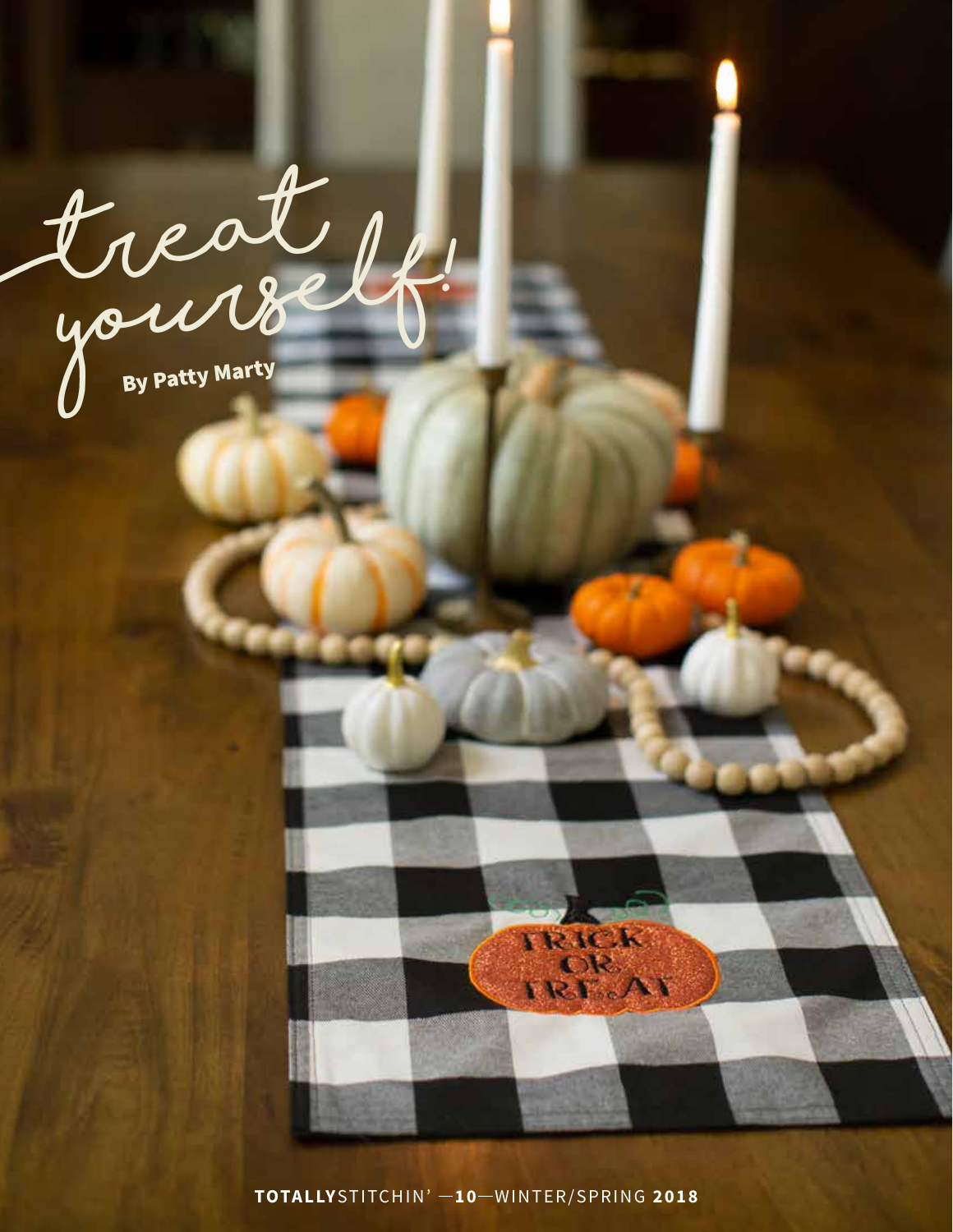# treat yourself!

By Patty Marty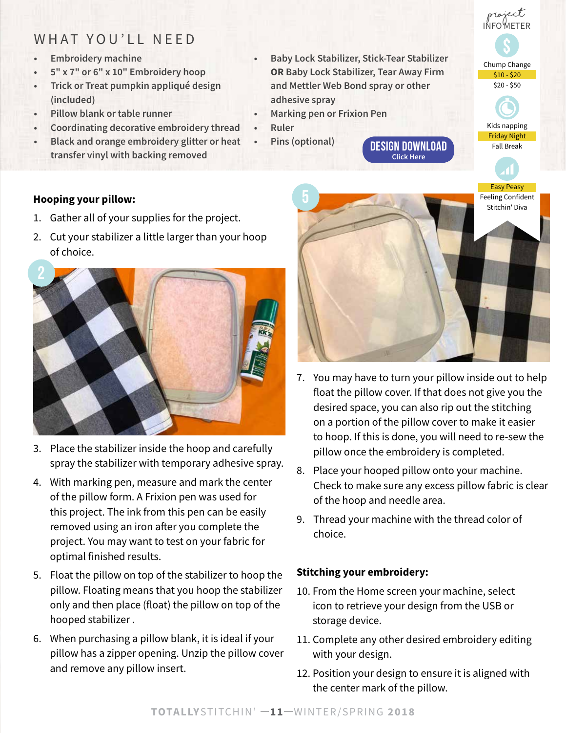## WHAT YOU'LL NEED

- Embroidery machine
- 5" x 7" or 6" x 10" Embroidery hoop
- Trick or Treat pumpkin appliqué design (included)
- Pillow blank or table runner
- Coordinating decorative embroidery thread
- Black and orange embroidery glitter or heat transfer vinyl with backing removed
- Baby Lock Stabilizer, Stick-Tear Stabilizer **OR** Baby Lock Stabilizer, Tear Away Firm and Mettler Web Bond spray or other adhesive spray
- Marking pen or Frixion Pen
- Ruler
- Pins (optional)

**DESIGN DOWNLOAD**
Click Here

*project* INFO METER

Chump Change
$10 - $20
$20 - $50

Kids napping
Friday Night
Fall Break

Easy Peasy
Feeling Confident
Stitchin' Diva

**Hooping your pillow:**

1. Gather all of your supplies for the project.
2. Cut your stabilizer a little larger than your hoop of choice.
3. Place the stabilizer inside the hoop and carefully spray the stabilizer with temporary adhesive spray.
4. With marking pen, measure and mark the center of the pillow form. A Frixion pen was used for this project. The ink from this pen can be easily removed using an iron after you complete the project. You may want to test on your fabric for optimal finished results.
5. Float the pillow on top of the stabilizer to hoop the pillow. Floating means that you hoop the stabilizer only and then place (float) the pillow on top of the hooped stabilizer .
6. When purchasing a pillow blank, it is ideal if your pillow has a zipper opening. Unzip the pillow cover and remove any pillow insert.
7. You may have to turn your pillow inside out to help float the pillow cover. If that does not give you the desired space, you can also rip out the stitching on a portion of the pillow cover to make it easier to hoop. If this is done, you will need to re-sew the pillow once the embroidery is completed.
8. Place your hooped pillow onto your machine. Check to make sure any excess pillow fabric is clear of the hoop and needle area.
9. Thread your machine with the thread color of choice.

**Stitching your embroidery:**

10. From the Home screen your machine, select icon to retrieve your design from the USB or storage device.
11. Complete any other desired embroidery editing with your design.
12. Position your design to ensure it is aligned with the center mark of the pillow.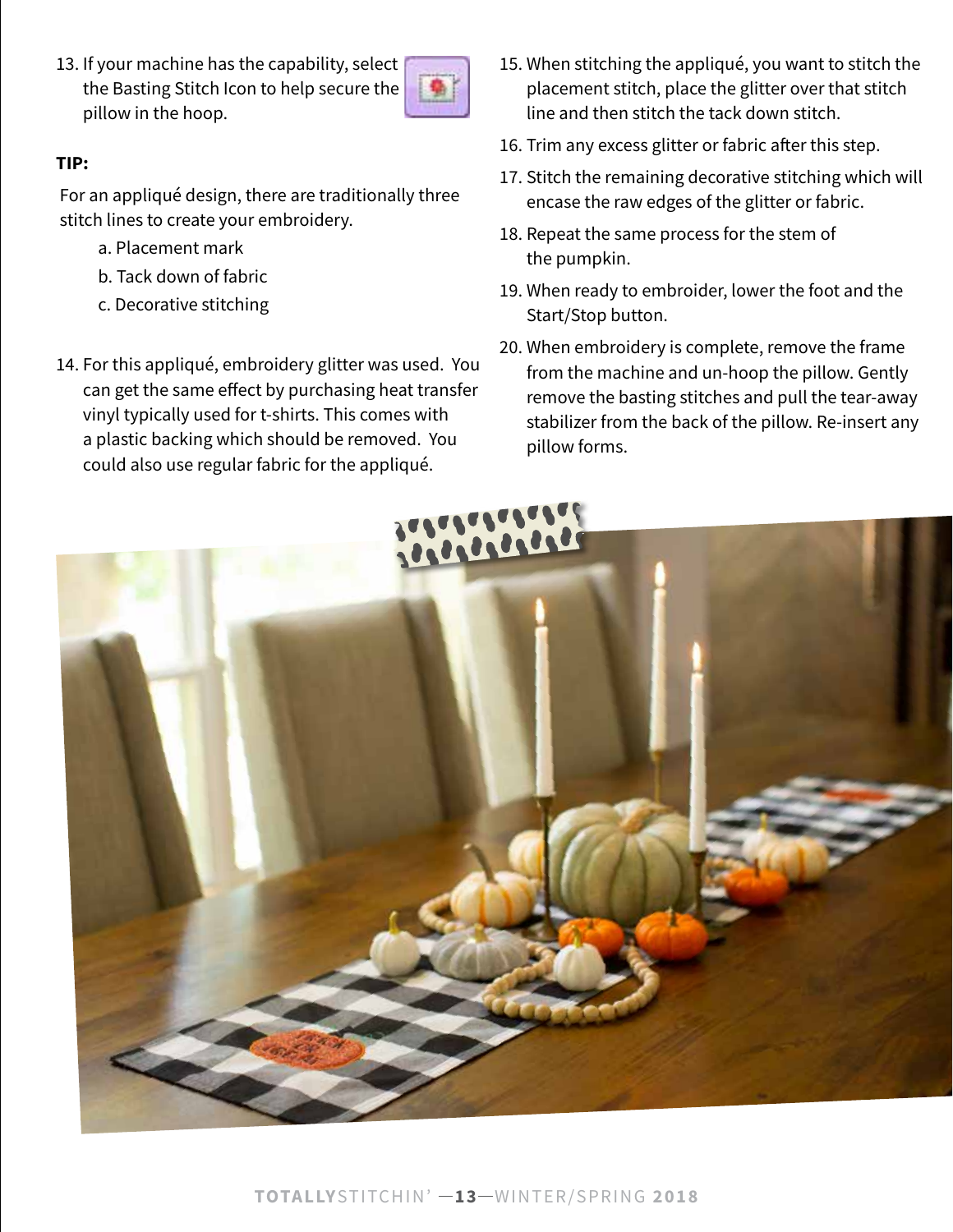13. If your machine has the capability, select the Basting Stitch Icon to help secure the pillow in the hoop.

**TIP:**

For an appliqué design, there are traditionally three stitch lines to create your embroidery.

a. Placement mark

b. Tack down of fabric

c. Decorative stitching

14. For this appliqué, embroidery glitter was used. You can get the same effect by purchasing heat transfer vinyl typically used for t-shirts. This comes with a plastic backing which should be removed. You could also use regular fabric for the appliqué.
15. When stitching the appliqué, you want to stitch the placement stitch, place the glitter over that stitch line and then stitch the tack down stitch.
16. Trim any excess glitter or fabric after this step.
17. Stitch the remaining decorative stitching which will encase the raw edges of the glitter or fabric.
18. Repeat the same process for the stem of the pumpkin.
19. When ready to embroider, lower the foot and the Start/Stop button.
20. When embroidery is complete, remove the frame from the machine and un-hoop the pillow. Gently remove the basting stitches and pull the tear-away stabilizer from the back of the pillow. Re-insert any pillow forms.